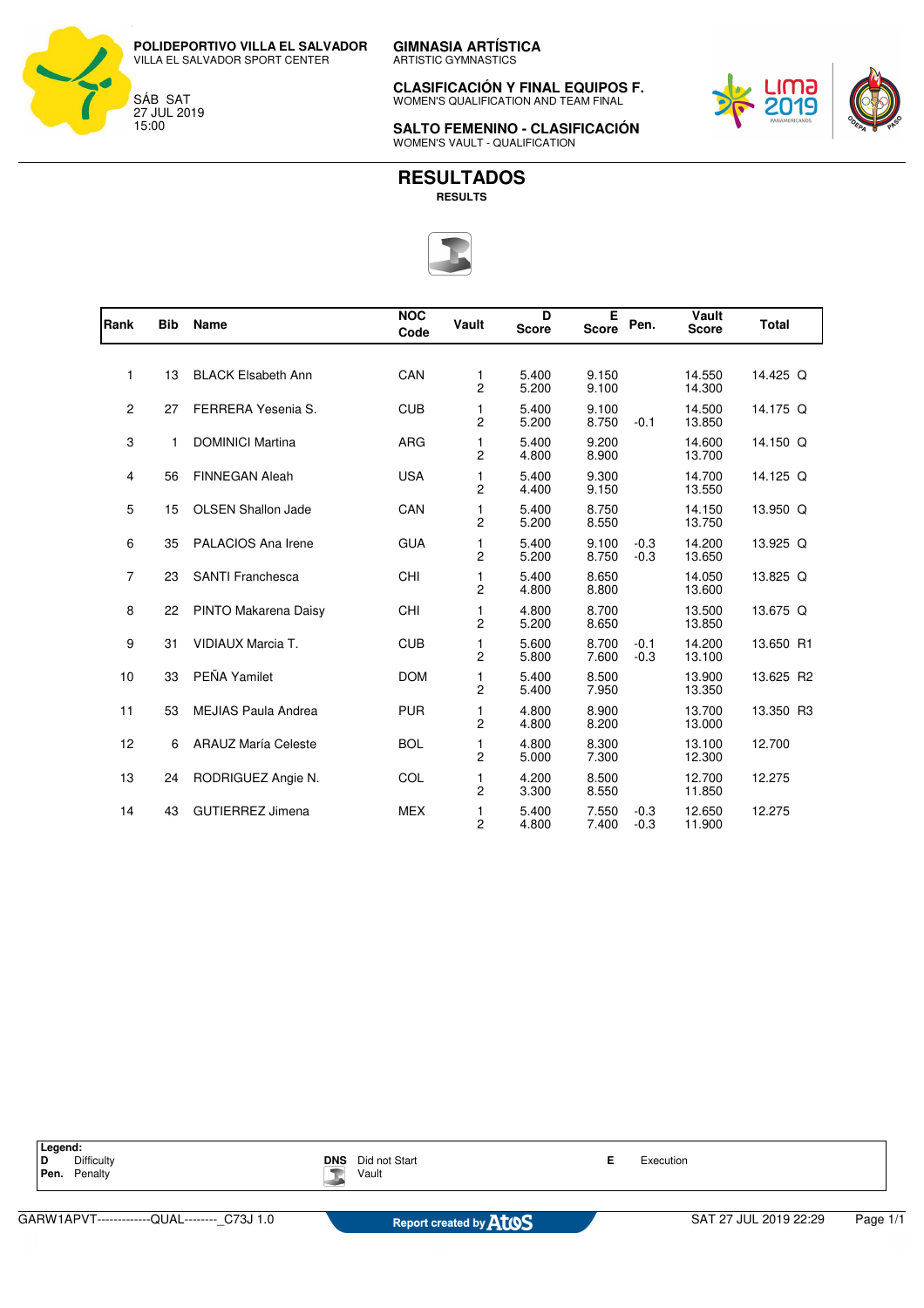**POLIDEPORTIVO VILLA EL SALVADOR**
VILLA EL SALVADOR SPORT CENTER

SÁB SAT
27 JUL 2019
15:00

**GIMNASIA ARTÍSTICA**
ARTISTIC GYMNASTICS

**CLASIFICACIÓN Y FINAL EQUIPOS F.**
WOMEN'S QUALIFICATION AND TEAM FINAL

**SALTO FEMENINO - CLASIFICACIÓN**
WOMEN'S VAULT - QUALIFICATION

# RESULTADOS

**RESULTS**

| Rank | Bib | Name | NOC Code | Vault | D Score | E Score | Pen. | Vault Score | Total |
|---|---|---|---|---|---|---|---|---|---|
| 1 | 13 | BLACK Elsabeth Ann | CAN | 1 | 5.400 | 9.150 | | 14.550 | 14.425 Q |
| | | | | 2 | 5.200 | 9.100 | | 14.300 | |
| 2 | 27 | FERRERA Yesenia S. | CUB | 1 | 5.400 | 9.100 | | 14.500 | 14.175 Q |
| | | | | 2 | 5.200 | 8.750 | -0.1 | 13.850 | |
| 3 | 1 | DOMINICI Martina | ARG | 1 | 5.400 | 9.200 | | 14.600 | 14.150 Q |
| | | | | 2 | 4.800 | 8.900 | | 13.700 | |
| 4 | 56 | FINNEGAN Aleah | USA | 1 | 5.400 | 9.300 | | 14.700 | 14.125 Q |
| | | | | 2 | 4.400 | 9.150 | | 13.550 | |
| 5 | 15 | OLSEN Shallon Jade | CAN | 1 | 5.400 | 8.750 | | 14.150 | 13.950 Q |
| | | | | 2 | 5.200 | 8.550 | | 13.750 | |
| 6 | 35 | PALACIOS Ana Irene | GUA | 1 | 5.400 | 9.100 | -0.3 | 14.200 | 13.925 Q |
| | | | | 2 | 5.200 | 8.750 | -0.3 | 13.650 | |
| 7 | 23 | SANTI Franchesca | CHI | 1 | 5.400 | 8.650 | | 14.050 | 13.825 Q |
| | | | | 2 | 4.800 | 8.800 | | 13.600 | |
| 8 | 22 | PINTO Makarena Daisy | CHI | 1 | 4.800 | 8.700 | | 13.500 | 13.675 Q |
| | | | | 2 | 5.200 | 8.650 | | 13.850 | |
| 9 | 31 | VIDIAUX Marcia T. | CUB | 1 | 5.600 | 8.700 | -0.1 | 14.200 | 13.650 R1 |
| | | | | 2 | 5.800 | 7.600 | -0.3 | 13.100 | |
| 10 | 33 | PEÑA Yamilet | DOM | 1 | 5.400 | 8.500 | | 13.900 | 13.625 R2 |
| | | | | 2 | 5.400 | 7.950 | | 13.350 | |
| 11 | 53 | MEJIAS Paula Andrea | PUR | 1 | 4.800 | 8.900 | | 13.700 | 13.350 R3 |
| | | | | 2 | 4.800 | 8.200 | | 13.000 | |
| 12 | 6 | ARAUZ María Celeste | BOL | 1 | 4.800 | 8.300 | | 13.100 | 12.700 |
| | | | | 2 | 5.000 | 7.300 | | 12.300 | |
| 13 | 24 | RODRIGUEZ Angie N. | COL | 1 | 4.200 | 8.500 | | 12.700 | 12.275 |
| | | | | 2 | 3.300 | 8.550 | | 11.850 | |
| 14 | 43 | GUTIERREZ Jimena | MEX | 1 | 5.400 | 7.550 | -0.3 | 12.650 | 12.275 |
| | | | | 2 | 4.800 | 7.400 | -0.3 | 11.900 | |

**Legend:**
**D** Difficulty
**Pen.** Penalty
**DNS** Did not Start
Vault
**E** Execution

GARW1APVT-------------QUAL--------_C73J 1.0 — Report created by Atos — SAT 27 JUL 2019 22:29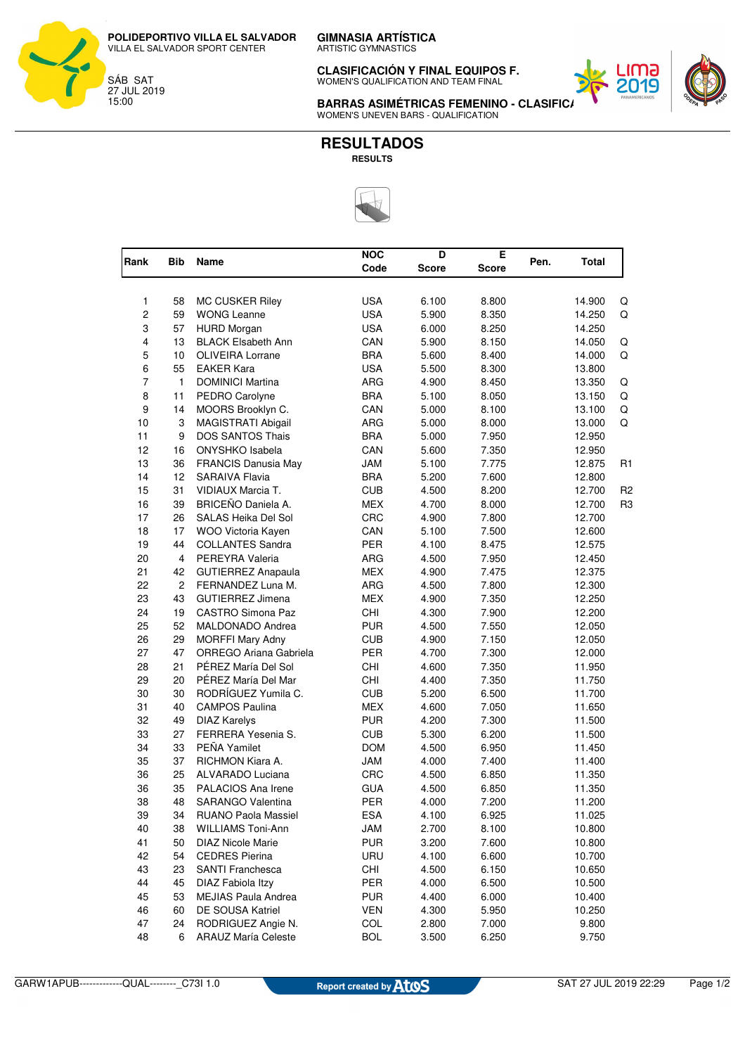**POLIDEPORTIVO VILLA EL SALVADOR**
VILLA EL SALVADOR SPORT CENTER

SÁB SAT
27 JUL 2019
15:00

**GIMNASIA ARTÍSTICA**
ARTISTIC GYMNASTICS

**CLASIFICACIÓN Y FINAL EQUIPOS F.**
WOMEN'S QUALIFICATION AND TEAM FINAL

**BARRAS ASIMÉTRICAS FEMENINO - CLASIFICA**
WOMEN'S UNEVEN BARS - QUALIFICATION

# RESULTADOS
**RESULTS**

| Rank | Bib | Name | NOC Code | D Score | E Score | Pen. | Total | |
|---|---|---|---|---|---|---|---|---|
| 1 | 58 | MC CUSKER Riley | USA | 6.100 | 8.800 | | 14.900 | Q |
| 2 | 59 | WONG Leanne | USA | 5.900 | 8.350 | | 14.250 | Q |
| 3 | 57 | HURD Morgan | USA | 6.000 | 8.250 | | 14.250 | |
| 4 | 13 | BLACK Elsabeth Ann | CAN | 5.900 | 8.150 | | 14.050 | Q |
| 5 | 10 | OLIVEIRA Lorrane | BRA | 5.600 | 8.400 | | 14.000 | Q |
| 6 | 55 | EAKER Kara | USA | 5.500 | 8.300 | | 13.800 | |
| 7 | 1 | DOMINICI Martina | ARG | 4.900 | 8.450 | | 13.350 | Q |
| 8 | 11 | PEDRO Carolyne | BRA | 5.100 | 8.050 | | 13.150 | Q |
| 9 | 14 | MOORS Brooklyn C. | CAN | 5.000 | 8.100 | | 13.100 | Q |
| 10 | 3 | MAGISTRATI Abigail | ARG | 5.000 | 8.000 | | 13.000 | Q |
| 11 | 9 | DOS SANTOS Thais | BRA | 5.000 | 7.950 | | 12.950 | |
| 12 | 16 | ONYSHKO Isabela | CAN | 5.600 | 7.350 | | 12.950 | |
| 13 | 36 | FRANCIS Danusia May | JAM | 5.100 | 7.775 | | 12.875 | R1 |
| 14 | 12 | SARAIVA Flavia | BRA | 5.200 | 7.600 | | 12.800 | |
| 15 | 31 | VIDIAUX Marcia T. | CUB | 4.500 | 8.200 | | 12.700 | R2 |
| 16 | 39 | BRICEÑO Daniela A. | MEX | 4.700 | 8.000 | | 12.700 | R3 |
| 17 | 26 | SALAS Heika Del Sol | CRC | 4.900 | 7.800 | | 12.700 | |
| 18 | 17 | WOO Victoria Kayen | CAN | 5.100 | 7.500 | | 12.600 | |
| 19 | 44 | COLLANTES Sandra | PER | 4.100 | 8.475 | | 12.575 | |
| 20 | 4 | PEREYRA Valeria | ARG | 4.500 | 7.950 | | 12.450 | |
| 21 | 42 | GUTIERREZ Anapaula | MEX | 4.900 | 7.475 | | 12.375 | |
| 22 | 2 | FERNANDEZ Luna M. | ARG | 4.500 | 7.800 | | 12.300 | |
| 23 | 43 | GUTIERREZ Jimena | MEX | 4.900 | 7.350 | | 12.250 | |
| 24 | 19 | CASTRO Simona Paz | CHI | 4.300 | 7.900 | | 12.200 | |
| 25 | 52 | MALDONADO Andrea | PUR | 4.500 | 7.550 | | 12.050 | |
| 26 | 29 | MORFFI Mary Adny | CUB | 4.900 | 7.150 | | 12.050 | |
| 27 | 47 | ORREGO Ariana Gabriela | PER | 4.700 | 7.300 | | 12.000 | |
| 28 | 21 | PÉREZ María Del Sol | CHI | 4.600 | 7.350 | | 11.950 | |
| 29 | 20 | PÉREZ María Del Mar | CHI | 4.400 | 7.350 | | 11.750 | |
| 30 | 30 | RODRÍGUEZ Yumila C. | CUB | 5.200 | 6.500 | | 11.700 | |
| 31 | 40 | CAMPOS Paulina | MEX | 4.600 | 7.050 | | 11.650 | |
| 32 | 49 | DIAZ Karelys | PUR | 4.200 | 7.300 | | 11.500 | |
| 33 | 27 | FERRERA Yesenia S. | CUB | 5.300 | 6.200 | | 11.500 | |
| 34 | 33 | PEÑA Yamilet | DOM | 4.500 | 6.950 | | 11.450 | |
| 35 | 37 | RICHMON Kiara A. | JAM | 4.000 | 7.400 | | 11.400 | |
| 36 | 25 | ALVARADO Luciana | CRC | 4.500 | 6.850 | | 11.350 | |
| 36 | 35 | PALACIOS Ana Irene | GUA | 4.500 | 6.850 | | 11.350 | |
| 38 | 48 | SARANGO Valentina | PER | 4.000 | 7.200 | | 11.200 | |
| 39 | 34 | RUANO Paola Massiel | ESA | 4.100 | 6.925 | | 11.025 | |
| 40 | 38 | WILLIAMS Toni-Ann | JAM | 2.700 | 8.100 | | 10.800 | |
| 41 | 50 | DIAZ Nicole Marie | PUR | 3.200 | 7.600 | | 10.800 | |
| 42 | 54 | CEDRES Pierina | URU | 4.100 | 6.600 | | 10.700 | |
| 43 | 23 | SANTI Franchesca | CHI | 4.500 | 6.150 | | 10.650 | |
| 44 | 45 | DIAZ Fabiola Itzy | PER | 4.000 | 6.500 | | 10.500 | |
| 45 | 53 | MEJIAS Paula Andrea | PUR | 4.400 | 6.000 | | 10.400 | |
| 46 | 60 | DE SOUSA Katriel | VEN | 4.300 | 5.950 | | 10.250 | |
| 47 | 24 | RODRIGUEZ Angie N. | COL | 2.800 | 7.000 | | 9.800 | |
| 48 | 6 | ARAUZ María Celeste | BOL | 3.500 | 6.250 | | 9.750 | |

GARW1APUB-------------QUAL--------_C73I 1.0 Report created by Atos SAT 27 JUL 2019 22:29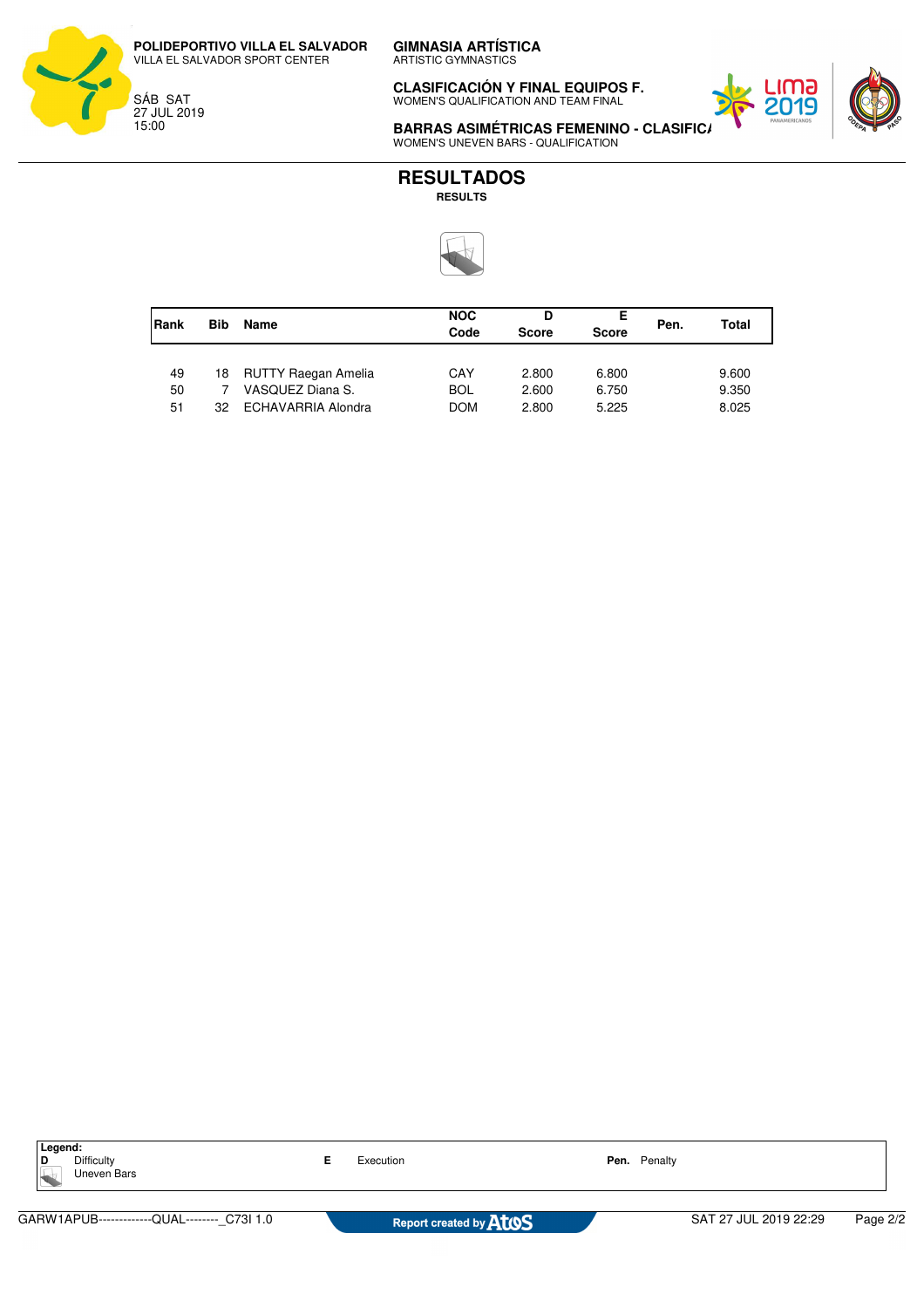**POLIDEPORTIVO VILLA EL SALVADOR**
VILLA EL SALVADOR SPORT CENTER

SÁB SAT
27 JUL 2019
15:00

**GIMNASIA ARTÍSTICA**
ARTISTIC GYMNASTICS

**CLASIFICACIÓN Y FINAL EQUIPOS F.**
WOMEN'S QUALIFICATION AND TEAM FINAL

**BARRAS ASIMÉTRICAS FEMENINO - CLASIFICA**
WOMEN'S UNEVEN BARS - QUALIFICATION

# RESULTADOS
**RESULTS**

| Rank | Bib | Name | NOC Code | D Score | E Score | Pen. | Total |
|---|---|---|---|---|---|---|---|
| 49 | 18 | RUTTY Raegan Amelia | CAY | 2.800 | 6.800 | | 9.600 |
| 50 | 7 | VASQUEZ Diana S. | BOL | 2.600 | 6.750 | | 9.350 |
| 51 | 32 | ECHAVARRIA Alondra | DOM | 2.800 | 5.225 | | 8.025 |

**Legend:**
**D** Difficulty
Uneven Bars
**E** Execution
**Pen.** Penalty

GARW1APUB------------QUAL--------_C73I 1.0 — Report created by Atos — SAT 27 JUL 2019 22:29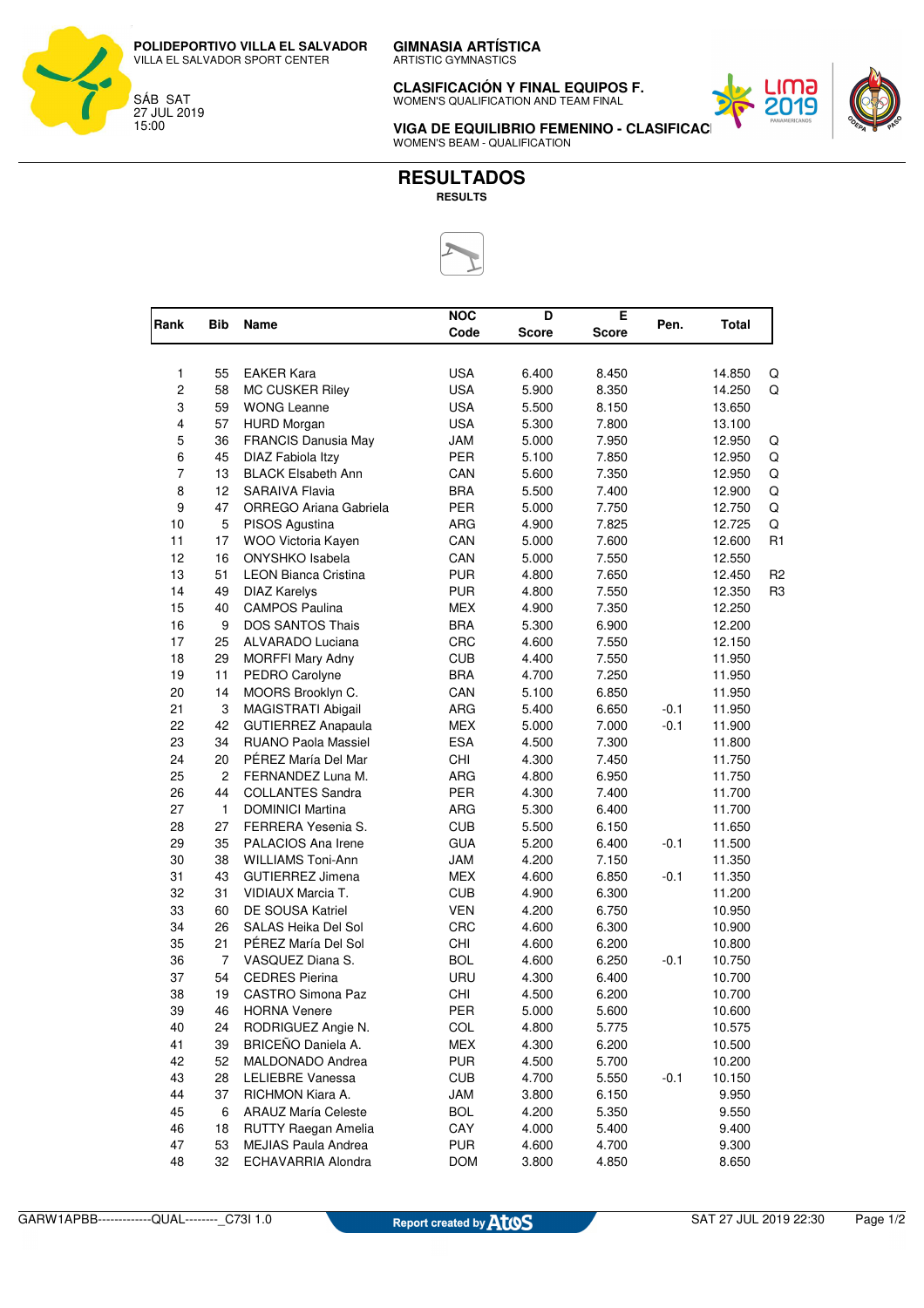**POLIDEPORTIVO VILLA EL SALVADOR**
VILLA EL SALVADOR SPORT CENTER

SÁB SAT
27 JUL 2019
15:00

**GIMNASIA ARTÍSTICA**
ARTISTIC GYMNASTICS

**CLASIFICACIÓN Y FINAL EQUIPOS F.**
WOMEN'S QUALIFICATION AND TEAM FINAL

**VIGA DE EQUILIBRIO FEMENINO - CLASIFICACI**
WOMEN'S BEAM - QUALIFICATION

# RESULTADOS
**RESULTS**

| Rank | Bib | Name | NOC Code | D Score | E Score | Pen. | Total | |
|---|---|---|---|---|---|---|---|---|
| 1 | 55 | EAKER Kara | USA | 6.400 | 8.450 | | 14.850 | Q |
| 2 | 58 | MC CUSKER Riley | USA | 5.900 | 8.350 | | 14.250 | Q |
| 3 | 59 | WONG Leanne | USA | 5.500 | 8.150 | | 13.650 | |
| 4 | 57 | HURD Morgan | USA | 5.300 | 7.800 | | 13.100 | |
| 5 | 36 | FRANCIS Danusia May | JAM | 5.000 | 7.950 | | 12.950 | Q |
| 6 | 45 | DIAZ Fabiola Itzy | PER | 5.100 | 7.850 | | 12.950 | Q |
| 7 | 13 | BLACK Elsabeth Ann | CAN | 5.600 | 7.350 | | 12.950 | Q |
| 8 | 12 | SARAIVA Flavia | BRA | 5.500 | 7.400 | | 12.900 | Q |
| 9 | 47 | ORREGO Ariana Gabriela | PER | 5.000 | 7.750 | | 12.750 | Q |
| 10 | 5 | PISOS Agustina | ARG | 4.900 | 7.825 | | 12.725 | Q |
| 11 | 17 | WOO Victoria Kayen | CAN | 5.000 | 7.600 | | 12.600 | R1 |
| 12 | 16 | ONYSHKO Isabela | CAN | 5.000 | 7.550 | | 12.550 | |
| 13 | 51 | LEON Bianca Cristina | PUR | 4.800 | 7.650 | | 12.450 | R2 |
| 14 | 49 | DIAZ Karelys | PUR | 4.800 | 7.550 | | 12.350 | R3 |
| 15 | 40 | CAMPOS Paulina | MEX | 4.900 | 7.350 | | 12.250 | |
| 16 | 9 | DOS SANTOS Thais | BRA | 5.300 | 6.900 | | 12.200 | |
| 17 | 25 | ALVARADO Luciana | CRC | 4.600 | 7.550 | | 12.150 | |
| 18 | 29 | MORFFI Mary Adny | CUB | 4.400 | 7.550 | | 11.950 | |
| 19 | 11 | PEDRO Carolyne | BRA | 4.700 | 7.250 | | 11.950 | |
| 20 | 14 | MOORS Brooklyn C. | CAN | 5.100 | 6.850 | | 11.950 | |
| 21 | 3 | MAGISTRATI Abigail | ARG | 5.400 | 6.650 | -0.1 | 11.950 | |
| 22 | 42 | GUTIERREZ Anapaula | MEX | 5.000 | 7.000 | -0.1 | 11.900 | |
| 23 | 34 | RUANO Paola Massiel | ESA | 4.500 | 7.300 | | 11.800 | |
| 24 | 20 | PÉREZ María Del Mar | CHI | 4.300 | 7.450 | | 11.750 | |
| 25 | 2 | FERNANDEZ Luna M. | ARG | 4.800 | 6.950 | | 11.750 | |
| 26 | 44 | COLLANTES Sandra | PER | 4.300 | 7.400 | | 11.700 | |
| 27 | 1 | DOMINICI Martina | ARG | 5.300 | 6.400 | | 11.700 | |
| 28 | 27 | FERRERA Yesenia S. | CUB | 5.500 | 6.150 | | 11.650 | |
| 29 | 35 | PALACIOS Ana Irene | GUA | 5.200 | 6.400 | -0.1 | 11.500 | |
| 30 | 38 | WILLIAMS Toni-Ann | JAM | 4.200 | 7.150 | | 11.350 | |
| 31 | 43 | GUTIERREZ Jimena | MEX | 4.600 | 6.850 | -0.1 | 11.350 | |
| 32 | 31 | VIDIAUX Marcia T. | CUB | 4.900 | 6.300 | | 11.200 | |
| 33 | 60 | DE SOUSA Katriel | VEN | 4.200 | 6.750 | | 10.950 | |
| 34 | 26 | SALAS Heika Del Sol | CRC | 4.600 | 6.300 | | 10.900 | |
| 35 | 21 | PÉREZ María Del Sol | CHI | 4.600 | 6.200 | | 10.800 | |
| 36 | 7 | VASQUEZ Diana S. | BOL | 4.600 | 6.250 | -0.1 | 10.750 | |
| 37 | 54 | CEDRES Pierina | URU | 4.300 | 6.400 | | 10.700 | |
| 38 | 19 | CASTRO Simona Paz | CHI | 4.500 | 6.200 | | 10.700 | |
| 39 | 46 | HORNA Venere | PER | 5.000 | 5.600 | | 10.600 | |
| 40 | 24 | RODRIGUEZ Angie N. | COL | 4.800 | 5.775 | | 10.575 | |
| 41 | 39 | BRICEÑO Daniela A. | MEX | 4.300 | 6.200 | | 10.500 | |
| 42 | 52 | MALDONADO Andrea | PUR | 4.500 | 5.700 | | 10.200 | |
| 43 | 28 | LELIEBRE Vanessa | CUB | 4.700 | 5.550 | -0.1 | 10.150 | |
| 44 | 37 | RICHMON Kiara A. | JAM | 3.800 | 6.150 | | 9.950 | |
| 45 | 6 | ARAUZ María Celeste | BOL | 4.200 | 5.350 | | 9.550 | |
| 46 | 18 | RUTTY Raegan Amelia | CAY | 4.000 | 5.400 | | 9.400 | |
| 47 | 53 | MEJIAS Paula Andrea | PUR | 4.600 | 4.700 | | 9.300 | |
| 48 | 32 | ECHAVARRIA Alondra | DOM | 3.800 | 4.850 | | 8.650 | |

GARW1APBB-------------QUAL--------_C73I 1.0    Report created by Atos    SAT 27 JUL 2019 22:30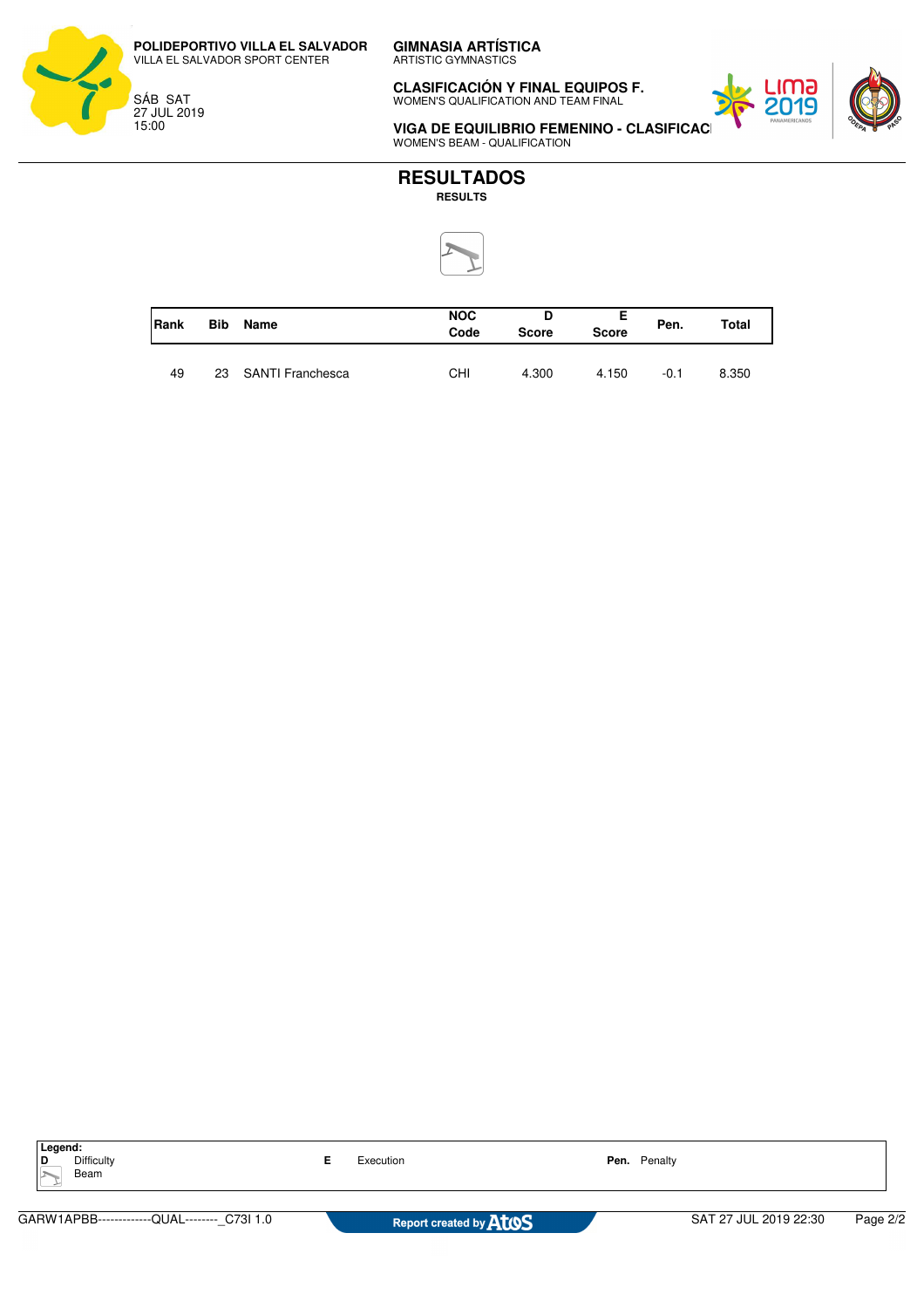**POLIDEPORTIVO VILLA EL SALVADOR**
VILLA EL SALVADOR SPORT CENTER

SÁB SAT
27 JUL 2019
15:00

**GIMNASIA ARTÍSTICA**
ARTISTIC GYMNASTICS

**CLASIFICACIÓN Y FINAL EQUIPOS F.**
WOMEN'S QUALIFICATION AND TEAM FINAL

**VIGA DE EQUILIBRIO FEMENINO - CLASIFICACI**
WOMEN'S BEAM - QUALIFICATION

# RESULTADOS

**RESULTS**

| Rank | Bib | Name | NOC Code | D Score | E Score | Pen. | Total |
|---|---|---|---|---|---|---|---|
| 49 | 23 | SANTI Franchesca | CHI | 4.300 | 4.150 | -0.1 | 8.350 |

**Legend:**
**D** Difficulty
Beam
**E** Execution
**Pen.** Penalty

GARW1APBB-------------QUAL--------_C73I 1.0

Report created by Atos

SAT 27 JUL 2019 22:30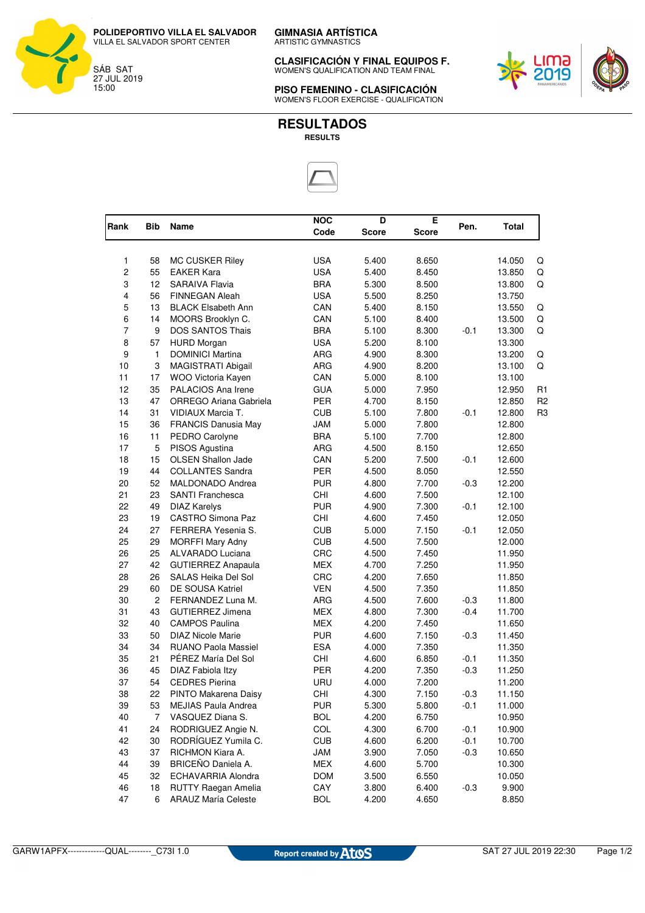**POLIDEPORTIVO VILLA EL SALVADOR**
VILLA EL SALVADOR SPORT CENTER

SÁB SAT
27 JUL 2019
15:00

**GIMNASIA ARTÍSTICA**
ARTISTIC GYMNASTICS

**CLASIFICACIÓN Y FINAL EQUIPOS F.**
WOMEN'S QUALIFICATION AND TEAM FINAL

**PISO FEMENINO - CLASIFICACIÓN**
WOMEN'S FLOOR EXERCISE - QUALIFICATION

# RESULTADOS
**RESULTS**

| Rank | Bib | Name | NOC Code | D Score | E Score | Pen. | Total | |
|---|---|---|---|---|---|---|---|---|
| 1 | 58 | MC CUSKER Riley | USA | 5.400 | 8.650 | | 14.050 | Q |
| 2 | 55 | EAKER Kara | USA | 5.400 | 8.450 | | 13.850 | Q |
| 3 | 12 | SARAIVA Flavia | BRA | 5.300 | 8.500 | | 13.800 | Q |
| 4 | 56 | FINNEGAN Aleah | USA | 5.500 | 8.250 | | 13.750 | |
| 5 | 13 | BLACK Elsabeth Ann | CAN | 5.400 | 8.150 | | 13.550 | Q |
| 6 | 14 | MOORS Brooklyn C. | CAN | 5.100 | 8.400 | | 13.500 | Q |
| 7 | 9 | DOS SANTOS Thais | BRA | 5.100 | 8.300 | -0.1 | 13.300 | Q |
| 8 | 57 | HURD Morgan | USA | 5.200 | 8.100 | | 13.300 | |
| 9 | 1 | DOMINICI Martina | ARG | 4.900 | 8.300 | | 13.200 | Q |
| 10 | 3 | MAGISTRATI Abigail | ARG | 4.900 | 8.200 | | 13.100 | Q |
| 11 | 17 | WOO Victoria Kayen | CAN | 5.000 | 8.100 | | 13.100 | |
| 12 | 35 | PALACIOS Ana Irene | GUA | 5.000 | 7.950 | | 12.950 | R1 |
| 13 | 47 | ORREGO Ariana Gabriela | PER | 4.700 | 8.150 | | 12.850 | R2 |
| 14 | 31 | VIDIAUX Marcia T. | CUB | 5.100 | 7.800 | -0.1 | 12.800 | R3 |
| 15 | 36 | FRANCIS Danusia May | JAM | 5.000 | 7.800 | | 12.800 | |
| 16 | 11 | PEDRO Carolyne | BRA | 5.100 | 7.700 | | 12.800 | |
| 17 | 5 | PISOS Agustina | ARG | 4.500 | 8.150 | | 12.650 | |
| 18 | 15 | OLSEN Shallon Jade | CAN | 5.200 | 7.500 | -0.1 | 12.600 | |
| 19 | 44 | COLLANTES Sandra | PER | 4.500 | 8.050 | | 12.550 | |
| 20 | 52 | MALDONADO Andrea | PUR | 4.800 | 7.700 | -0.3 | 12.200 | |
| 21 | 23 | SANTI Franchesca | CHI | 4.600 | 7.500 | | 12.100 | |
| 22 | 49 | DIAZ Karelys | PUR | 4.900 | 7.300 | -0.1 | 12.100 | |
| 23 | 19 | CASTRO Simona Paz | CHI | 4.600 | 7.450 | | 12.050 | |
| 24 | 27 | FERRERA Yesenia S. | CUB | 5.000 | 7.150 | -0.1 | 12.050 | |
| 25 | 29 | MORFFI Mary Adny | CUB | 4.500 | 7.500 | | 12.000 | |
| 26 | 25 | ALVARADO Luciana | CRC | 4.500 | 7.450 | | 11.950 | |
| 27 | 42 | GUTIERREZ Anapaula | MEX | 4.700 | 7.250 | | 11.950 | |
| 28 | 26 | SALAS Heika Del Sol | CRC | 4.200 | 7.650 | | 11.850 | |
| 29 | 60 | DE SOUSA Katriel | VEN | 4.500 | 7.350 | | 11.850 | |
| 30 | 2 | FERNANDEZ Luna M. | ARG | 4.500 | 7.600 | -0.3 | 11.800 | |
| 31 | 43 | GUTIERREZ Jimena | MEX | 4.800 | 7.300 | -0.4 | 11.700 | |
| 32 | 40 | CAMPOS Paulina | MEX | 4.200 | 7.450 | | 11.650 | |
| 33 | 50 | DIAZ Nicole Marie | PUR | 4.600 | 7.150 | -0.3 | 11.450 | |
| 34 | 34 | RUANO Paola Massiel | ESA | 4.000 | 7.350 | | 11.350 | |
| 35 | 21 | PÉREZ María Del Sol | CHI | 4.600 | 6.850 | -0.1 | 11.350 | |
| 36 | 45 | DIAZ Fabiola Itzy | PER | 4.200 | 7.350 | -0.3 | 11.250 | |
| 37 | 54 | CEDRES Pierina | URU | 4.000 | 7.200 | | 11.200 | |
| 38 | 22 | PINTO Makarena Daisy | CHI | 4.300 | 7.150 | -0.3 | 11.150 | |
| 39 | 53 | MEJIAS Paula Andrea | PUR | 5.300 | 5.800 | -0.1 | 11.000 | |
| 40 | 7 | VASQUEZ Diana S. | BOL | 4.200 | 6.750 | | 10.950 | |
| 41 | 24 | RODRIGUEZ Angie N. | COL | 4.300 | 6.700 | -0.1 | 10.900 | |
| 42 | 30 | RODRÍGUEZ Yumila C. | CUB | 4.600 | 6.200 | -0.1 | 10.700 | |
| 43 | 37 | RICHMON Kiara A. | JAM | 3.900 | 7.050 | -0.3 | 10.650 | |
| 44 | 39 | BRICEÑO Daniela A. | MEX | 4.600 | 5.700 | | 10.300 | |
| 45 | 32 | ECHAVARRIA Alondra | DOM | 3.500 | 6.550 | | 10.050 | |
| 46 | 18 | RUTTY Raegan Amelia | CAY | 3.800 | 6.400 | -0.3 | 9.900 | |
| 47 | 6 | ARAUZ María Celeste | BOL | 4.200 | 4.650 | | 8.850 | |

GARW1APFX-------------QUAL--------_C73I 1.0 | Report created by Atos | SAT 27 JUL 2019 22:30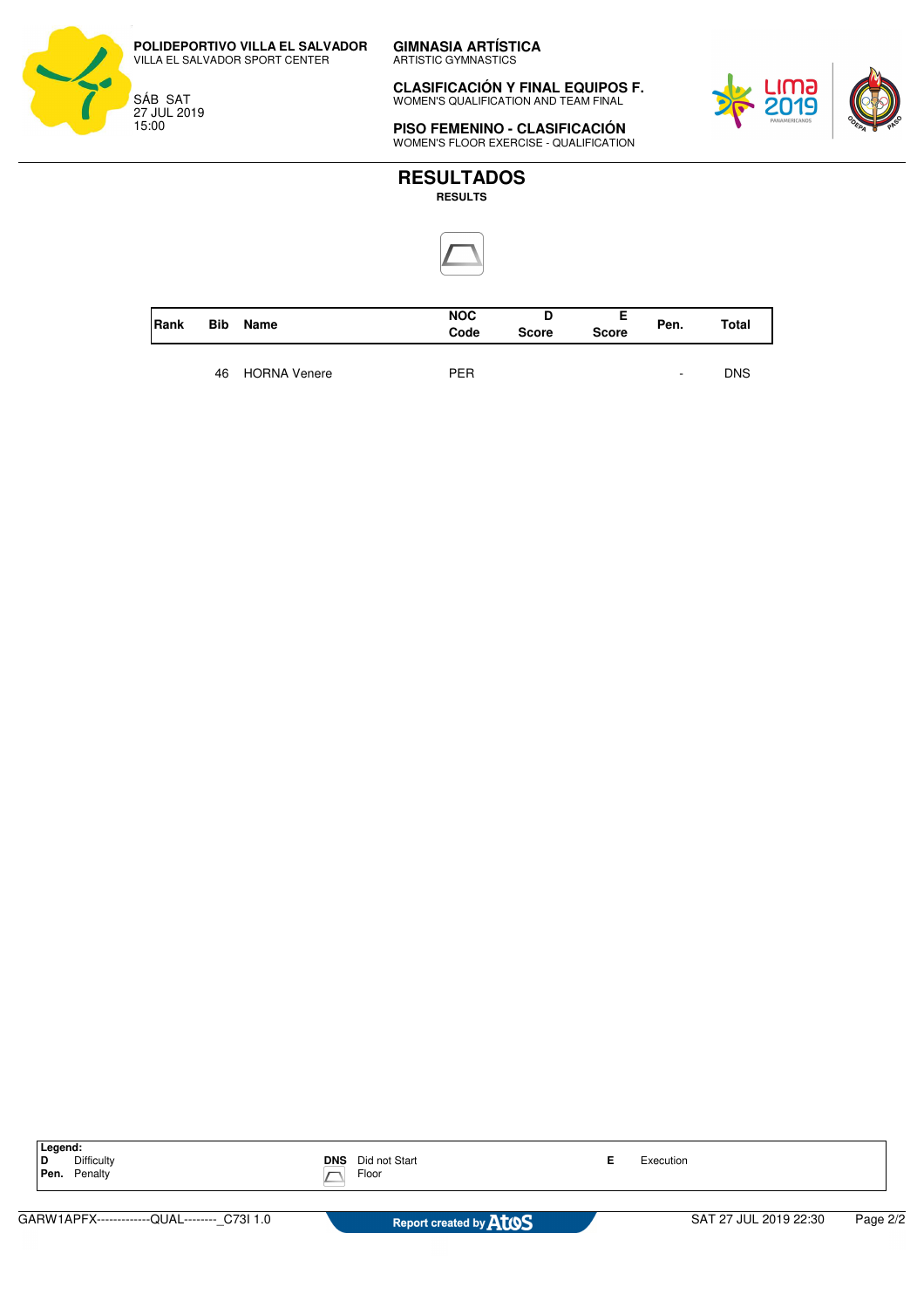**POLIDEPORTIVO VILLA EL SALVADOR**
VILLA EL SALVADOR SPORT CENTER

SÁB SAT
27 JUL 2019
15:00

**GIMNASIA ARTÍSTICA**
ARTISTIC GYMNASTICS

**CLASIFICACIÓN Y FINAL EQUIPOS F.**
WOMEN'S QUALIFICATION AND TEAM FINAL

**PISO FEMENINO - CLASIFICACIÓN**
WOMEN'S FLOOR EXERCISE - QUALIFICATION

# RESULTADOS

**RESULTS**

| Rank | Bib | Name | NOC Code | D Score | E Score | Pen. | Total |
|---|---|---|---|---|---|---|---|
| | 46 | HORNA Venere | PER | | | - | DNS |

**Legend:**

| | | | | | |
|---|---|---|---|---|---|
| **D** | Difficulty | **DNS** | Did not Start | **E** | Execution |
| **Pen.** | Penalty | | Floor | | |

GARW1APFX-------------QUAL--------_C73I 1.0 — Report created by Atos — SAT 27 JUL 2019 22:30